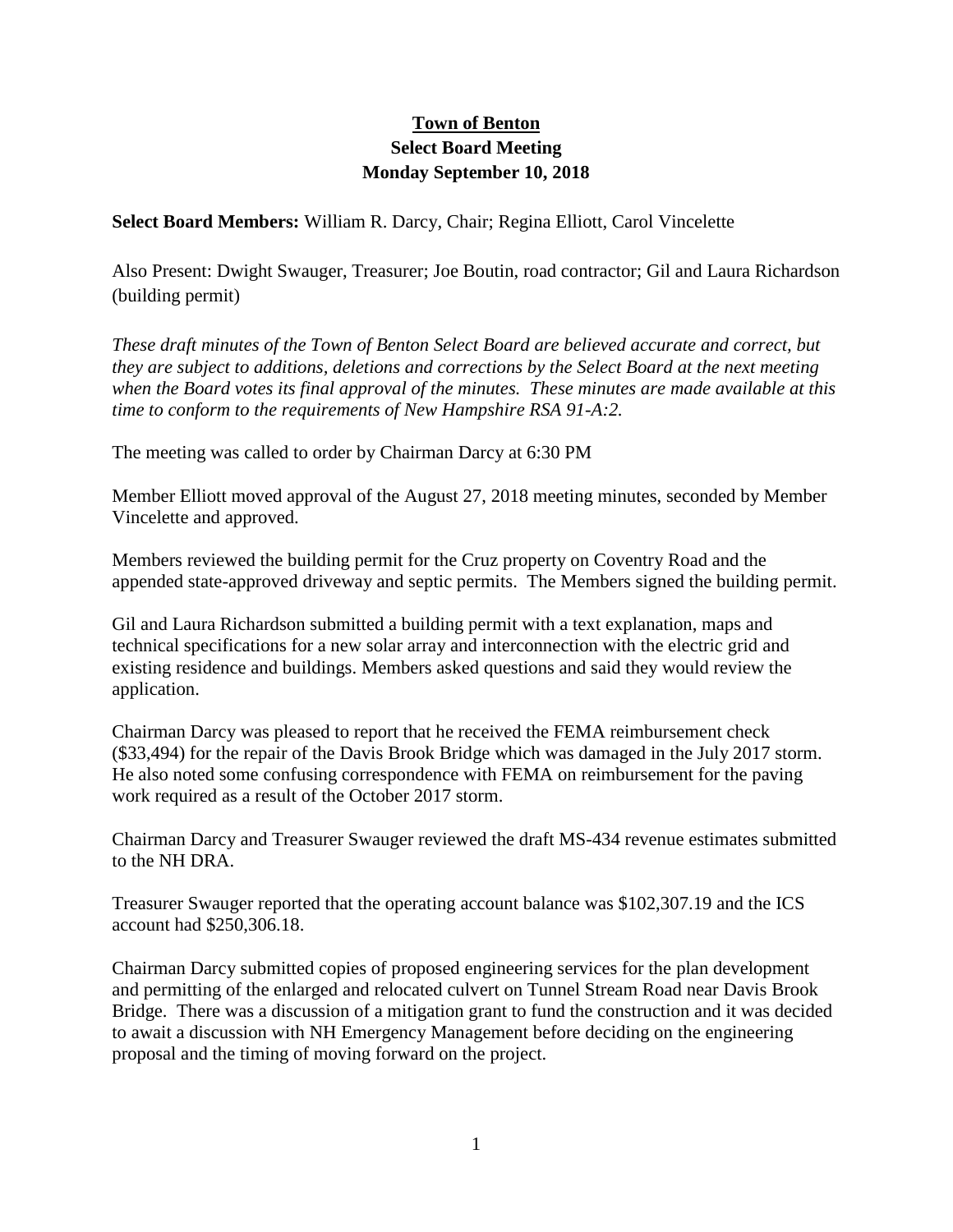**Town of Benton**
**Select Board Meeting**
**Monday September 10, 2018**

**Select Board Members:** William R. Darcy, Chair; Regina Elliott, Carol Vincelette

Also Present: Dwight Swauger, Treasurer; Joe Boutin, road contractor; Gil and Laura Richardson (building permit)

*These draft minutes of the Town of Benton Select Board are believed accurate and correct, but they are subject to additions, deletions and corrections by the Select Board at the next meeting when the Board votes its final approval of the minutes. These minutes are made available at this time to conform to the requirements of New Hampshire RSA 91-A:2.*

The meeting was called to order by Chairman Darcy at 6:30 PM

Member Elliott moved approval of the August 27, 2018 meeting minutes, seconded by Member Vincelette and approved.

Members reviewed the building permit for the Cruz property on Coventry Road and the appended state-approved driveway and septic permits. The Members signed the building permit.

Gil and Laura Richardson submitted a building permit with a text explanation, maps and technical specifications for a new solar array and interconnection with the electric grid and existing residence and buildings. Members asked questions and said they would review the application.

Chairman Darcy was pleased to report that he received the FEMA reimbursement check ($33,494) for the repair of the Davis Brook Bridge which was damaged in the July 2017 storm. He also noted some confusing correspondence with FEMA on reimbursement for the paving work required as a result of the October 2017 storm.

Chairman Darcy and Treasurer Swauger reviewed the draft MS-434 revenue estimates submitted to the NH DRA.

Treasurer Swauger reported that the operating account balance was $102,307.19 and the ICS account had $250,306.18.

Chairman Darcy submitted copies of proposed engineering services for the plan development and permitting of the enlarged and relocated culvert on Tunnel Stream Road near Davis Brook Bridge. There was a discussion of a mitigation grant to fund the construction and it was decided to await a discussion with NH Emergency Management before deciding on the engineering proposal and the timing of moving forward on the project.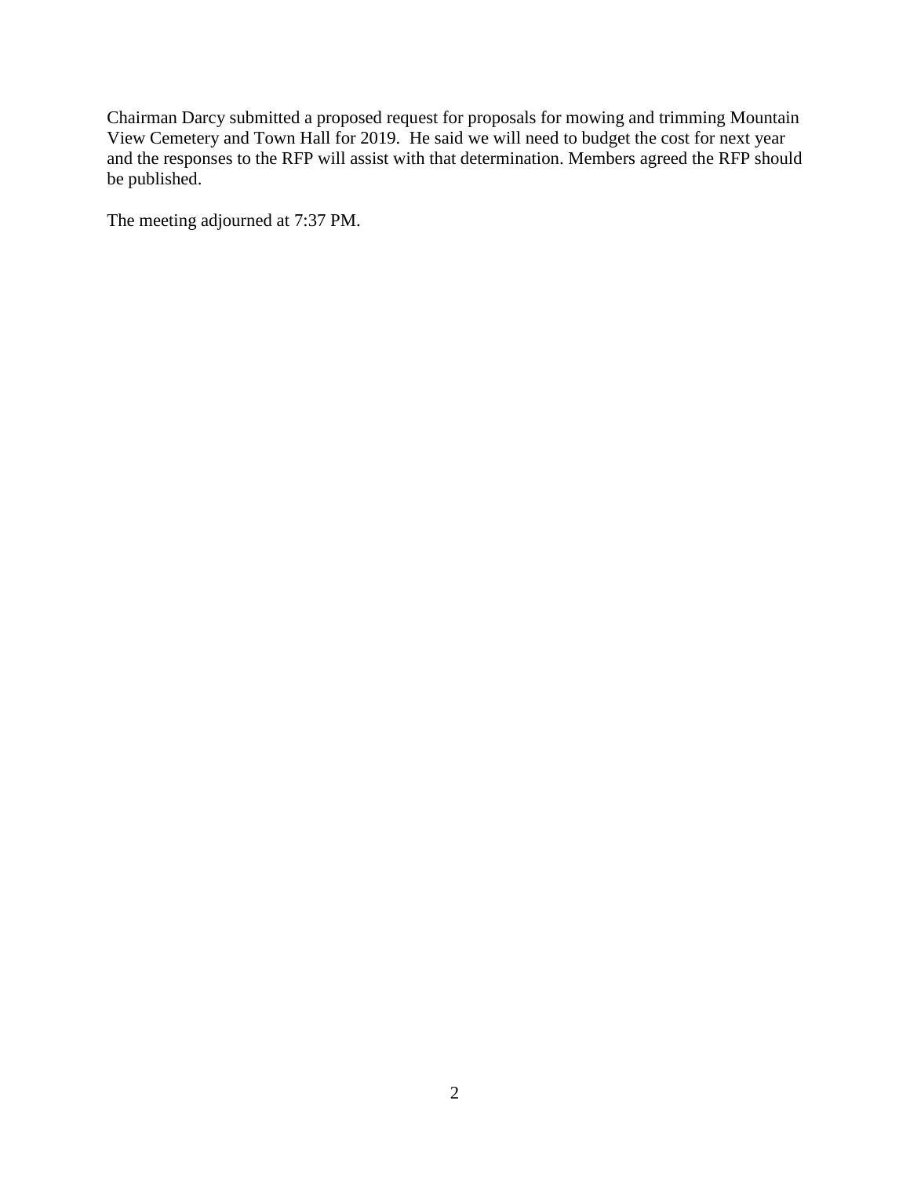Chairman Darcy submitted a proposed request for proposals for mowing and trimming Mountain View Cemetery and Town Hall for 2019. He said we will need to budget the cost for next year and the responses to the RFP will assist with that determination. Members agreed the RFP should be published.

The meeting adjourned at 7:37 PM.